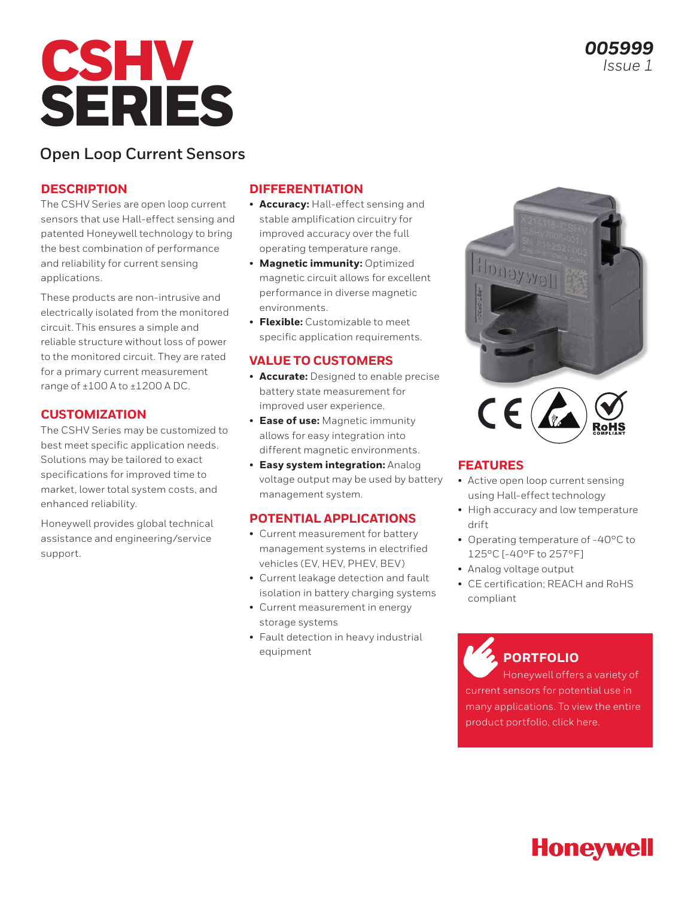# CSHV SERIES

*005999*
*Issue 1*

## Open Loop Current Sensors

### DESCRIPTION

The CSHV Series are open loop current sensors that use Hall-effect sensing and patented Honeywell technology to bring the best combination of performance and reliability for current sensing applications.

These products are non-intrusive and electrically isolated from the monitored circuit. This ensures a simple and reliable structure without loss of power to the monitored circuit. They are rated for a primary current measurement range of ±100 A to ±1200 A DC.

### CUSTOMIZATION

The CSHV Series may be customized to best meet specific application needs. Solutions may be tailored to exact specifications for improved time to market, lower total system costs, and enhanced reliability.

Honeywell provides global technical assistance and engineering/service support.

### DIFFERENTIATION

- **Accuracy:** Hall-effect sensing and stable amplification circuitry for improved accuracy over the full operating temperature range.
- **Magnetic immunity:** Optimized magnetic circuit allows for excellent performance in diverse magnetic environments.
- **Flexible:** Customizable to meet specific application requirements.

### VALUE TO CUSTOMERS

- **Accurate:** Designed to enable precise battery state measurement for improved user experience.
- **Ease of use:** Magnetic immunity allows for easy integration into different magnetic environments.
- **Easy system integration:** Analog voltage output may be used by battery management system.

### POTENTIAL APPLICATIONS

- Current measurement for battery management systems in electrified vehicles (EV, HEV, PHEV, BEV)
- Current leakage detection and fault isolation in battery charging systems
- Current measurement in energy storage systems
- Fault detection in heavy industrial equipment

### FEATURES

- Active open loop current sensing using Hall-effect technology
- High accuracy and low temperature drift
- Operating temperature of -40°C to 125°C [-40°F to 257°F]
- Analog voltage output
- CE certification; REACH and RoHS compliant

### PORTFOLIO

Honeywell offers a variety of current sensors for potential use in many applications. To view the entire product portfolio, click here.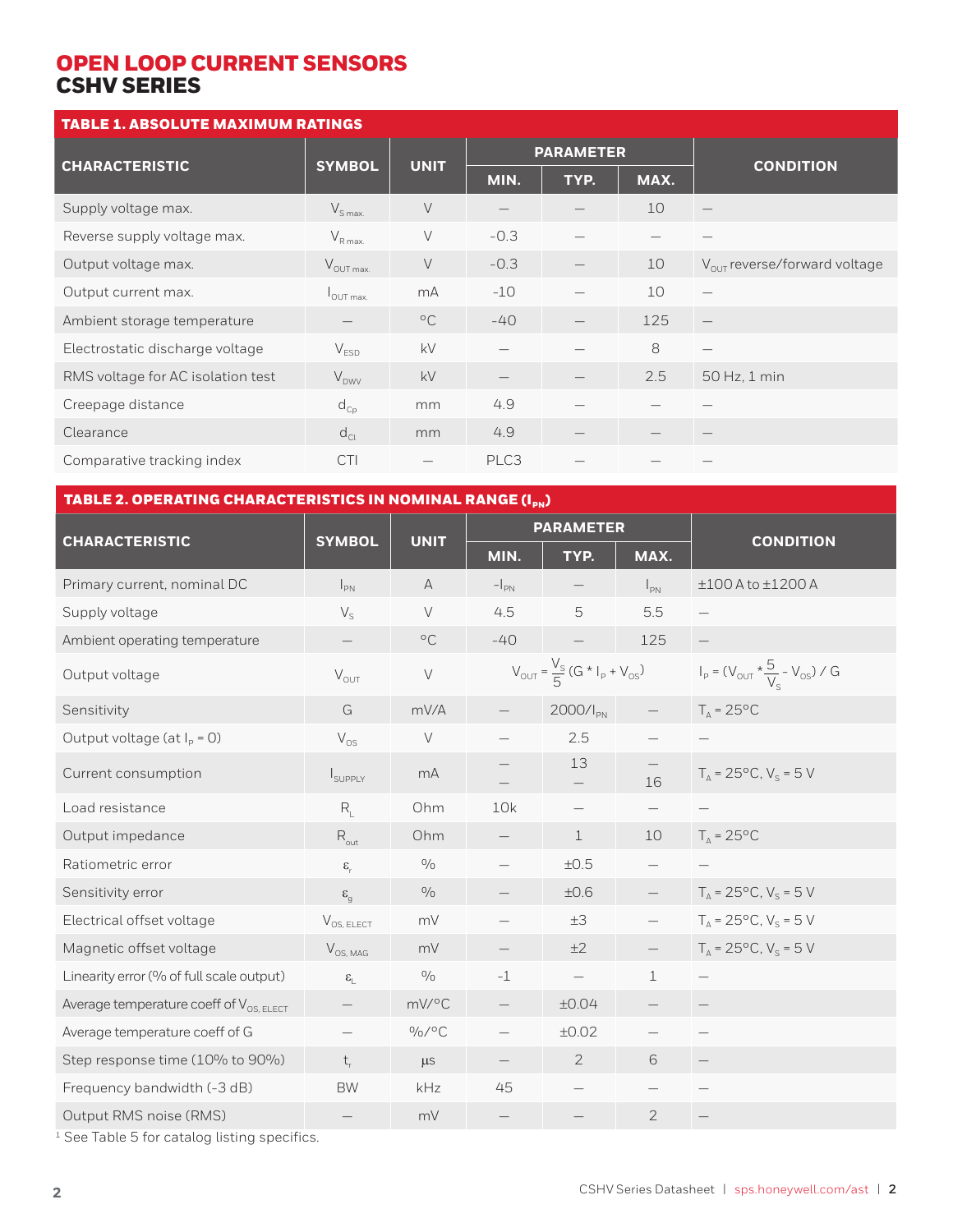# OPEN LOOP CURRENT SENSORS
# CSHV SERIES

## TABLE 1. ABSOLUTE MAXIMUM RATINGS

| CHARACTERISTIC | SYMBOL | UNIT | PARAMETER | | | CONDITION |
|---|---|---|---|---|---|---|
| | | | MIN. | TYP. | MAX. | |
| Supply voltage max. | $V_{S\,max.}$ | V | — | — | 10 | — |
| Reverse supply voltage max. | $V_{R\,max.}$ | V | -0.3 | — | — | — |
| Output voltage max. | $V_{OUT\,max.}$ | V | -0.3 | — | 10 | $V_{OUT}$ reverse/forward voltage |
| Output current max. | $I_{OUT\,max.}$ | mA | -10 | — | 10 | — |
| Ambient storage temperature | — | °C | -40 | — | 125 | — |
| Electrostatic discharge voltage | $V_{ESD}$ | kV | — | — | 8 | — |
| RMS voltage for AC isolation test | $V_{DWV}$ | kV | — | — | 2.5 | 50 Hz, 1 min |
| Creepage distance | $d_{Cp}$ | mm | 4.9 | — | — | — |
| Clearance | $d_{Cl}$ | mm | 4.9 | — | — | — |
| Comparative tracking index | CTI | — | PLC3 | — | — | — |

## TABLE 2. OPERATING CHARACTERISTICS IN NOMINAL RANGE ($I_{PN}$)

| CHARACTERISTIC | SYMBOL | UNIT | PARAMETER | | | CONDITION |
|---|---|---|---|---|---|---|
| | | | MIN. | TYP. | MAX. | |
| Primary current, nominal DC | $I_{PN}$ | A | $-I_{PN}$ | — | $I_{PN}$ | ±100 A to ±1200 A |
| Supply voltage | $V_S$ | V | 4.5 | 5 | 5.5 | — |
| Ambient operating temperature | — | °C | -40 | — | 125 | — |
| Output voltage | $V_{OUT}$ | V | $V_{OUT} = \frac{V_S}{5}(G * I_P + V_{OS})$ | | | $I_P = (V_{OUT} * \frac{5}{V_S} - V_{OS}) / G$ |
| Sensitivity | G | mV/A | — | $2000/I_{PN}$ | — | $T_A$ = 25°C |
| Output voltage (at $I_P$ = 0) | $V_{OS}$ | V | — | 2.5 | — | — |
| Current consumption | $I_{SUPPLY}$ | mA | — <br> — | 13 <br> — | — <br> 16 | $T_A$ = 25°C, $V_S$ = 5 V |
| Load resistance | $R_L$ | Ohm | 10k | — | — | — |
| Output impedance | $R_{out}$ | Ohm | — | 1 | 10 | $T_A$ = 25°C |
| Ratiometric error | $\varepsilon_r$ | % | — | ±0.5 | — | — |
| Sensitivity error | $\varepsilon_g$ | % | — | ±0.6 | — | $T_A$ = 25°C, $V_S$ = 5 V |
| Electrical offset voltage | $V_{OS,\,ELECT}$ | mV | — | ±3 | — | $T_A$ = 25°C, $V_S$ = 5 V |
| Magnetic offset voltage | $V_{OS,\,MAG}$ | mV | — | ±2 | — | $T_A$ = 25°C, $V_S$ = 5 V |
| Linearity error (% of full scale output) | $\varepsilon_L$ | % | -1 | — | 1 | — |
| Average temperature coeff of $V_{OS,\,ELECT}$ | — | mV/°C | — | ±0.04 | — | — |
| Average temperature coeff of G | — | %/°C | — | ±0.02 | — | — |
| Step response time (10% to 90%) | $t_r$ | µs | — | 2 | 6 | — |
| Frequency bandwidth (-3 dB) | BW | kHz | 45 | — | — | — |
| Output RMS noise (RMS) | — | mV | — | — | 2 | — |

[1] See Table 5 for catalog listing specifics.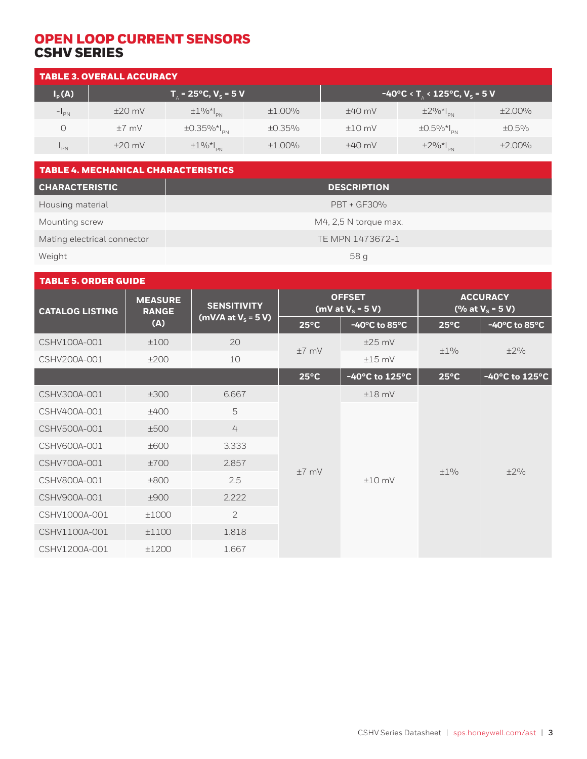# OPEN LOOP CURRENT SENSORS
## CSHV SERIES

**TABLE 3. OVERALL ACCURACY**

| $I_P$ (A) | $T_A$ = 25°C, $V_S$ = 5 V | | | -40°C < $T_A$ < 125°C, $V_S$ = 5 V | | |
|---|---|---|---|---|---|---|
| $-I_{PN}$ | ±20 mV | ±1%*$I_{PN}$ | ±1.00% | ±40 mV | ±2%*$I_{PN}$ | ±2.00% |
| 0 | ±7 mV | ±0.35%*$I_{PN}$ | ±0.35% | ±10 mV | ±0.5%*$I_{PN}$ | ±0.5% |
| $I_{PN}$ | ±20 mV | ±1%*$I_{PN}$ | ±1.00% | ±40 mV | ±2%*$I_{PN}$ | ±2.00% |

**TABLE 4. MECHANICAL CHARACTERISTICS**

| CHARACTERISTIC | DESCRIPTION |
|---|---|
| Housing material | PBT + GF30% |
| Mounting screw | M4, 2,5 N torque max. |
| Mating electrical connector | TE MPN 1473672-1 |
| Weight | 58 g |

**TABLE 5. ORDER GUIDE**

| CATALOG LISTING | MEASURE RANGE (A) | SENSITIVITY (mV/A at $V_S$ = 5 V) | OFFSET (mV at $V_S$ = 5 V) | | ACCURACY (% at $V_S$ = 5 V) | |
|---|---|---|---|---|---|---|
| | | | 25°C | -40°C to 85°C | 25°C | -40°C to 85°C |
| CSHV100A-001 | ±100 | 20 | ±7 mV | ±25 mV | ±1% | ±2% |
| CSHV200A-001 | ±200 | 10 | | ±15 mV | | |
| | | | 25°C | -40°C to 125°C | 25°C | -40°C to 125°C |
| CSHV300A-001 | ±300 | 6.667 | ±7 mV | ±18 mV | ±1% | ±2% |
| CSHV400A-001 | ±400 | 5 | | ±10 mV | | |
| CSHV500A-001 | ±500 | 4 | | | | |
| CSHV600A-001 | ±600 | 3.333 | | | | |
| CSHV700A-001 | ±700 | 2.857 | | | | |
| CSHV800A-001 | ±800 | 2.5 | | | | |
| CSHV900A-001 | ±900 | 2.222 | | | | |
| CSHV1000A-001 | ±1000 | 2 | | | | |
| CSHV1100A-001 | ±1100 | 1.818 | | | | |
| CSHV1200A-001 | ±1200 | 1.667 | | | | |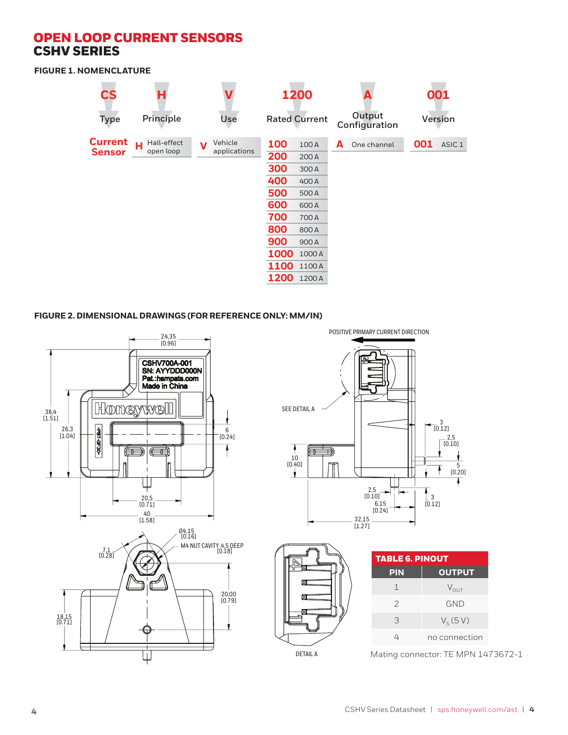# OPEN LOOP CURRENT SENSORS
## CSHV SERIES

### FIGURE 1. NOMENCLATURE

| CS | H | V | 1200 | A | 001 |
|---|---|---|---|---|---|
| Type | Principle | Use | Rated Current | Output Configuration | Version |
| **Current Sensor** | **H** Hall-effect open loop | **V** Vehicle applications | **100** 100 A | **A** One channel | **001** ASIC 1 |
| | | | **200** 200 A | | |
| | | | **300** 300 A | | |
| | | | **400** 400 A | | |
| | | | **500** 500 A | | |
| | | | **600** 600 A | | |
| | | | **700** 700 A | | |
| | | | **800** 800 A | | |
| | | | **900** 900 A | | |
| | | | **1000** 1000 A | | |
| | | | **1100** 1100 A | | |
| | | | **1200** 1200 A | | |

### FIGURE 2. DIMENSIONAL DRAWINGS (FOR REFERENCE ONLY: MM/IN)

24,35 [0.96]
CSHV700A-001
SN: AYYDDD000N
Pat.:hsmpats.com
Made in China
Honeywell
>PBT-GF30<
38,4 [1.51]
26,3 [1.04]
6 [0.24]
20,5 [0.71]
40 [1.58]

POSITIVE PRIMARY CURRENT DIRECTION
SEE DETAIL A
10 [0.40]
3 [0.12]
2,5 [0.10]
5 [0.20]
2,5 [0.10]
6,15 [0.24]
3 [0.12]
32,15 [1.27]

Ø4,15 [0.16]
M4 NUT CAVITY 4,5 DEEP [0.18]
7,1 [0.28]
20,00 [0.79]
18,15 [0.71]

DETAIL A

**TABLE 6. PINOUT**

| PIN | OUTPUT |
|---|---|
| 1 | $V_{OUT}$ |
| 2 | GND |
| 3 | $V_S$ (5 V) |
| 4 | no connection |

Mating connector: TE MPN 1473672-1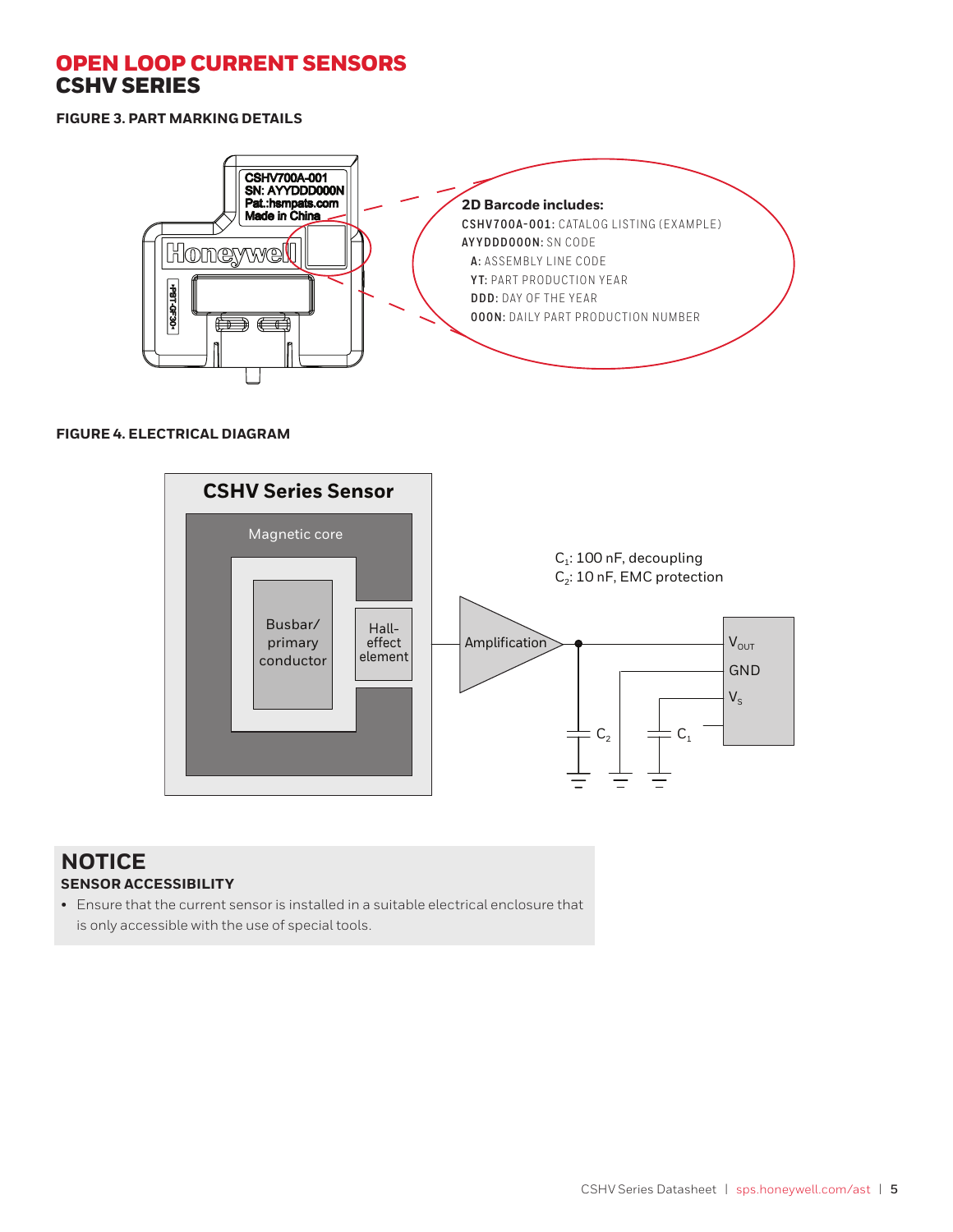# OPEN LOOP CURRENT SENSORS
## CSHV SERIES

**FIGURE 3. PART MARKING DETAILS**

CSHV700A-001
SN: AYYDDD000N
Pat.:hsmpats.com
Made in China

Honeywell

**2D Barcode includes:**

**CSHV700A-001:** CATALOG LISTING (EXAMPLE)
**AYYDDD000N:** SN CODE
**A:** ASSEMBLY LINE CODE
**YT:** PART PRODUCTION YEAR
**DDD:** DAY OF THE YEAR
**000N:** DAILY PART PRODUCTION NUMBER

**FIGURE 4. ELECTRICAL DIAGRAM**

CSHV Series Sensor
Magnetic core
Busbar/ primary conductor
Hall-effect element
Amplification
$C_1$: 100 nF, decoupling
$C_2$: 10 nF, EMC protection
$V_{OUT}$
GND
$V_S$
$C_2$
$C_1$

## NOTICE

**SENSOR ACCESSIBILITY**

- Ensure that the current sensor is installed in a suitable electrical enclosure that is only accessible with the use of special tools.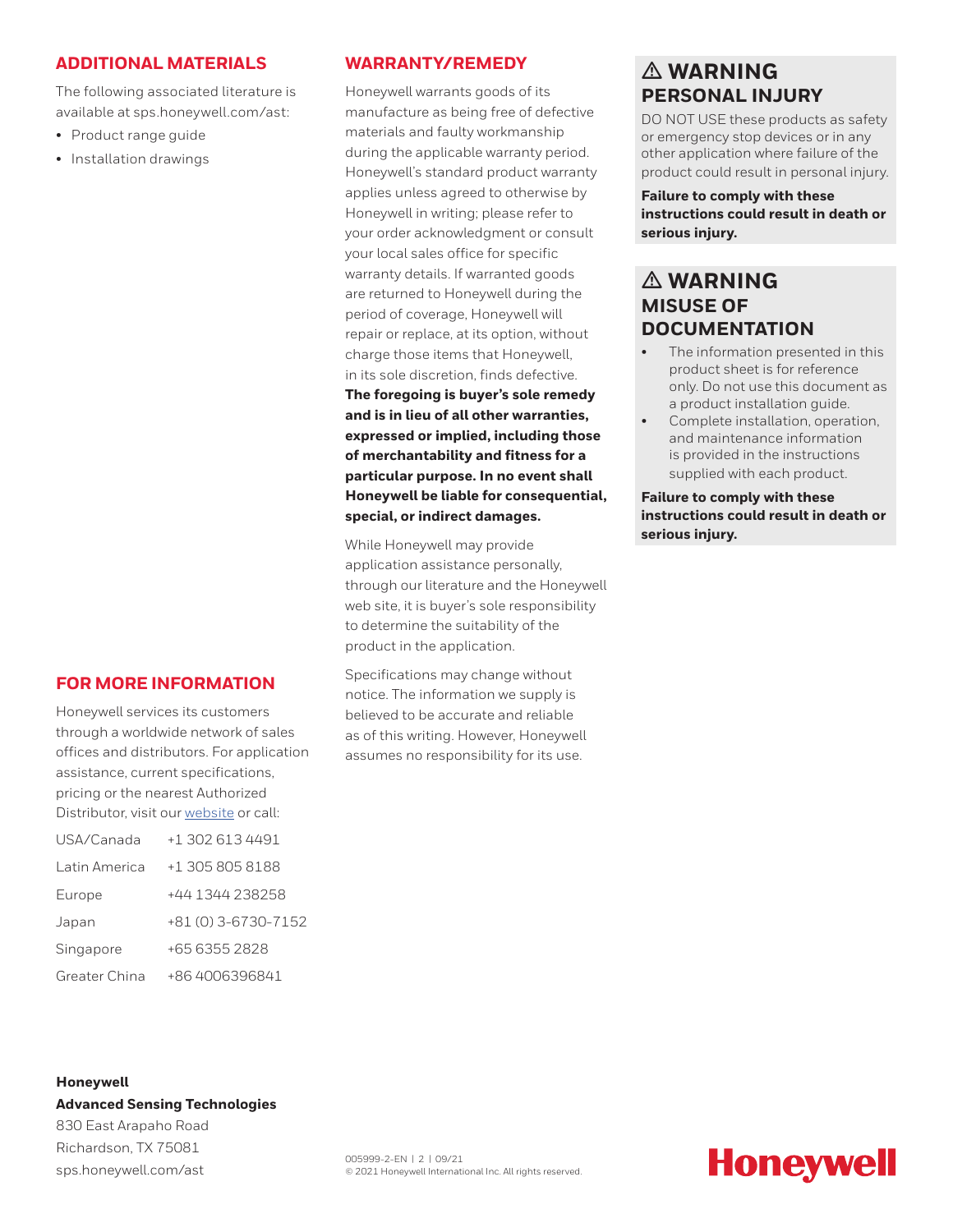## ADDITIONAL MATERIALS

The following associated literature is available at sps.honeywell.com/ast:

- Product range guide
- Installation drawings

## FOR MORE INFORMATION

Honeywell services its customers through a worldwide network of sales offices and distributors. For application assistance, current specifications, pricing or the nearest Authorized Distributor, visit our website or call:

| | |
|---|---|
| USA/Canada | +1 302 613 4491 |
| Latin America | +1 305 805 8188 |
| Europe | +44 1344 238258 |
| Japan | +81 (0) 3-6730-7152 |
| Singapore | +65 6355 2828 |
| Greater China | +86 4006396841 |

## WARRANTY/REMEDY

Honeywell warrants goods of its manufacture as being free of defective materials and faulty workmanship during the applicable warranty period. Honeywell's standard product warranty applies unless agreed to otherwise by Honeywell in writing; please refer to your order acknowledgment or consult your local sales office for specific warranty details. If warranted goods are returned to Honeywell during the period of coverage, Honeywell will repair or replace, at its option, without charge those items that Honeywell, in its sole discretion, finds defective. **The foregoing is buyer's sole remedy and is in lieu of all other warranties, expressed or implied, including those of merchantability and fitness for a particular purpose. In no event shall Honeywell be liable for consequential, special, or indirect damages.**

While Honeywell may provide application assistance personally, through our literature and the Honeywell web site, it is buyer's sole responsibility to determine the suitability of the product in the application.

Specifications may change without notice. The information we supply is believed to be accurate and reliable as of this writing. However, Honeywell assumes no responsibility for its use.

## ⚠ WARNING PERSONAL INJURY

DO NOT USE these products as safety or emergency stop devices or in any other application where failure of the product could result in personal injury.

**Failure to comply with these instructions could result in death or serious injury.**

## ⚠ WARNING MISUSE OF DOCUMENTATION

- The information presented in this product sheet is for reference only. Do not use this document as a product installation guide.
- Complete installation, operation, and maintenance information is provided in the instructions supplied with each product.

**Failure to comply with these instructions could result in death or serious injury.**

**Honeywell**
**Advanced Sensing Technologies**
830 East Arapaho Road
Richardson, TX 75081
sps.honeywell.com/ast

005999-2-EN | 2 | 09/21
© 2021 Honeywell International Inc. All rights reserved.

Honeywell